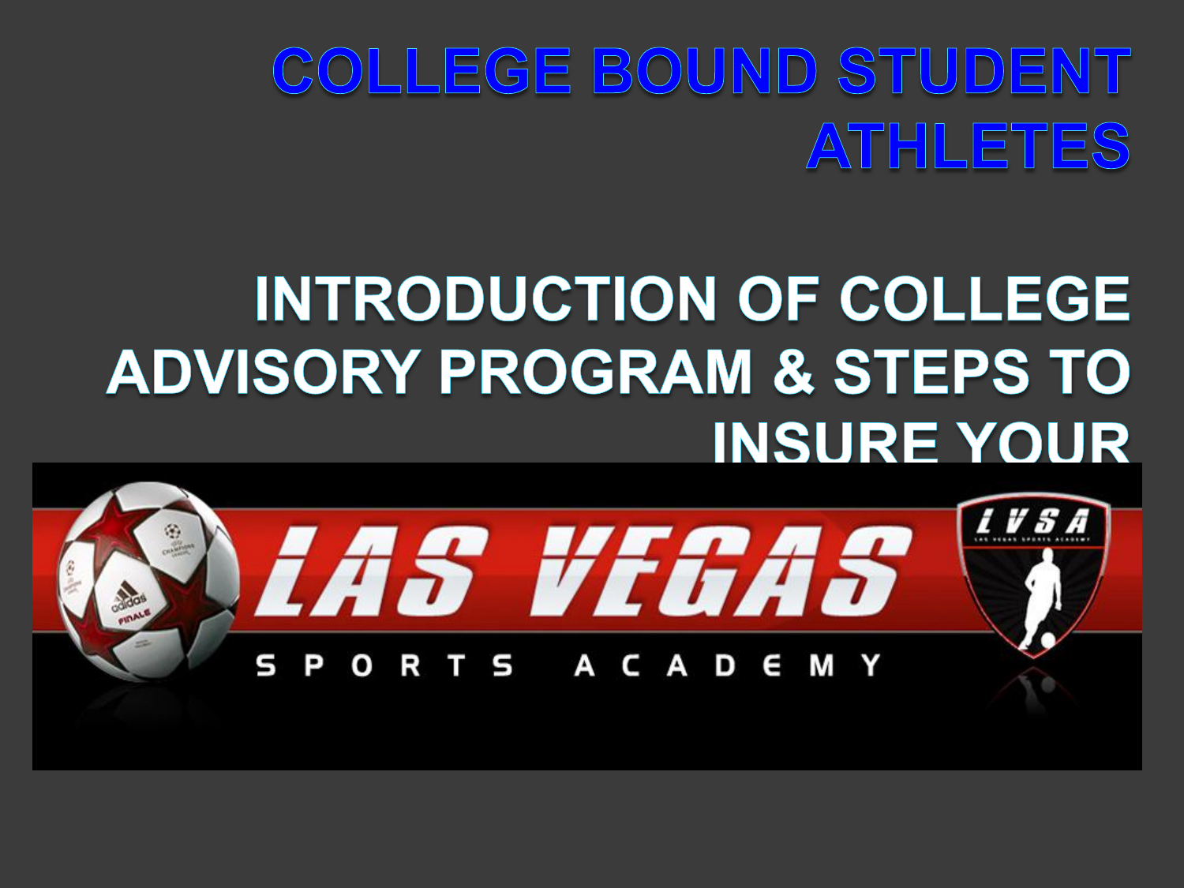# COLLEGE BOUND STUDENT ATHLETES

## INTRODUCTION OF COLLEGE ADVISORY PROGRAM & STEPS TO INSURE YOUR

LAS VEGAS

SPORTS ACADEMY

LVSA

LAS VEGAS SPORTS ACADEMY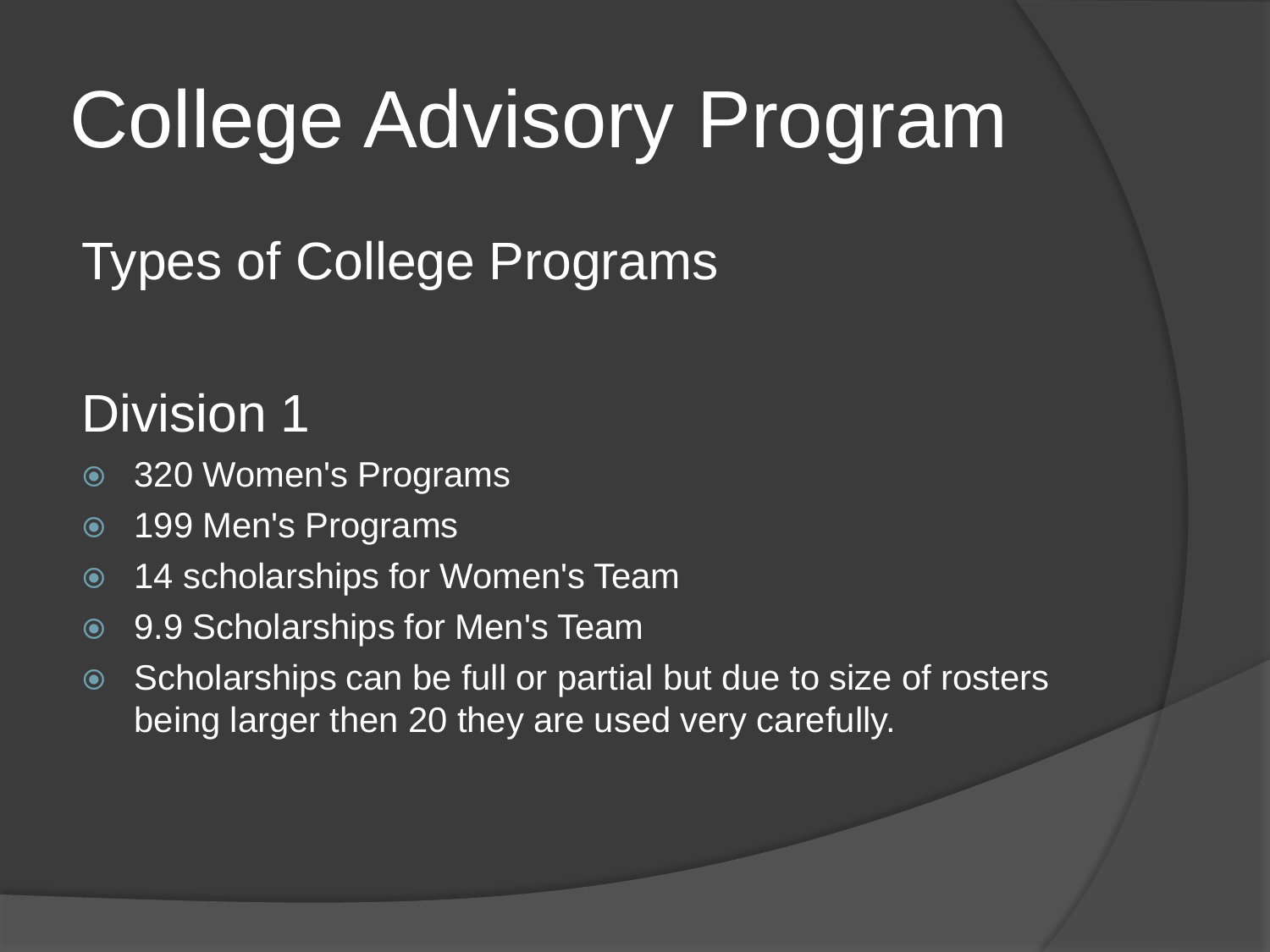# College Advisory Program

## Types of College Programs

## Division 1

- 320 Women's Programs
- 199 Men's Programs
- 14 scholarships for Women's Team
- 9.9 Scholarships for Men's Team
- Scholarships can be full or partial but due to size of rosters being larger then 20 they are used very carefully.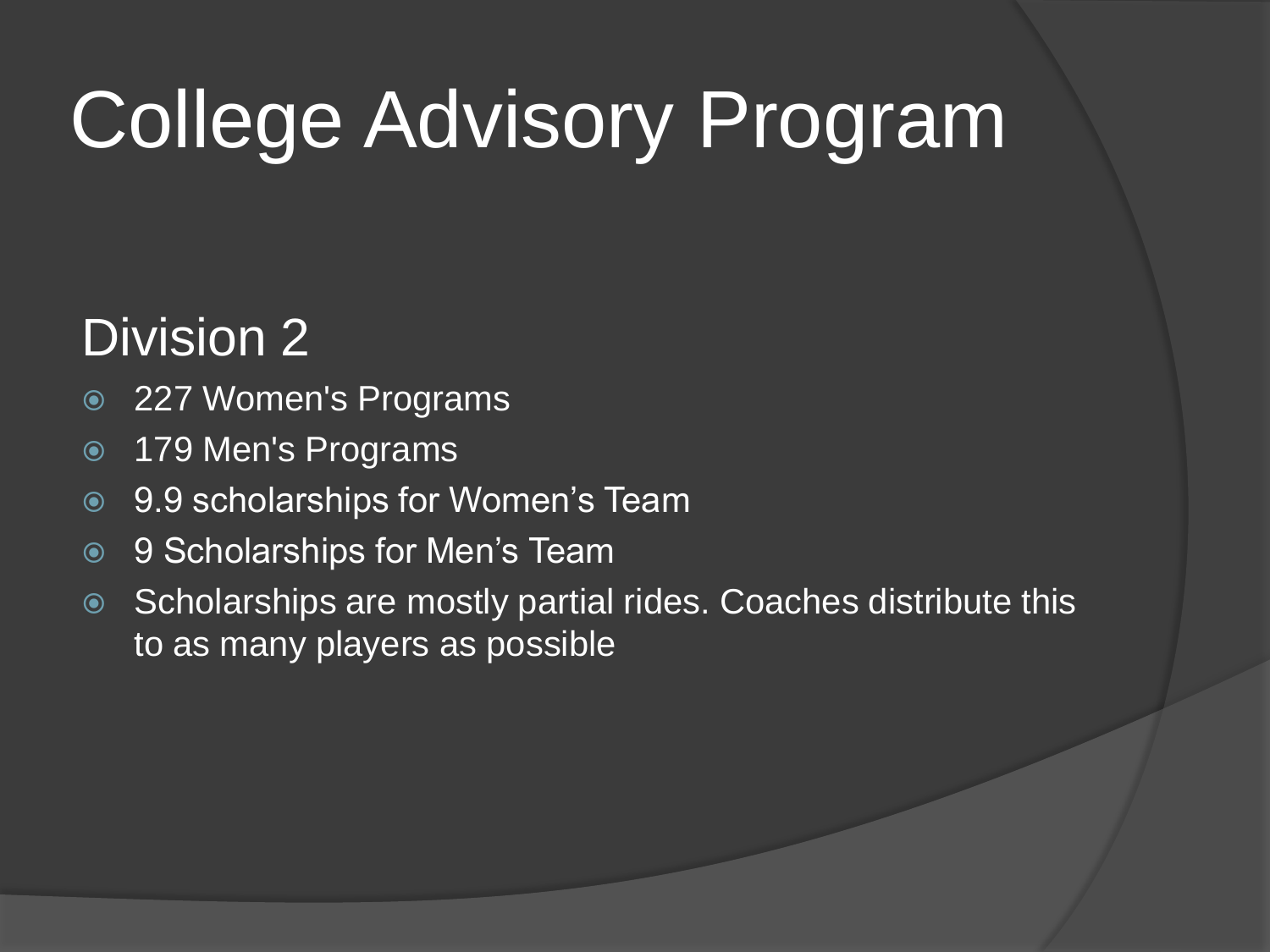# College Advisory Program

## Division 2

- 227 Women's Programs
- 179 Men's Programs
- 9.9 scholarships for Women’s Team
- 9 Scholarships for Men’s Team
- Scholarships are mostly partial rides. Coaches distribute this to as many players as possible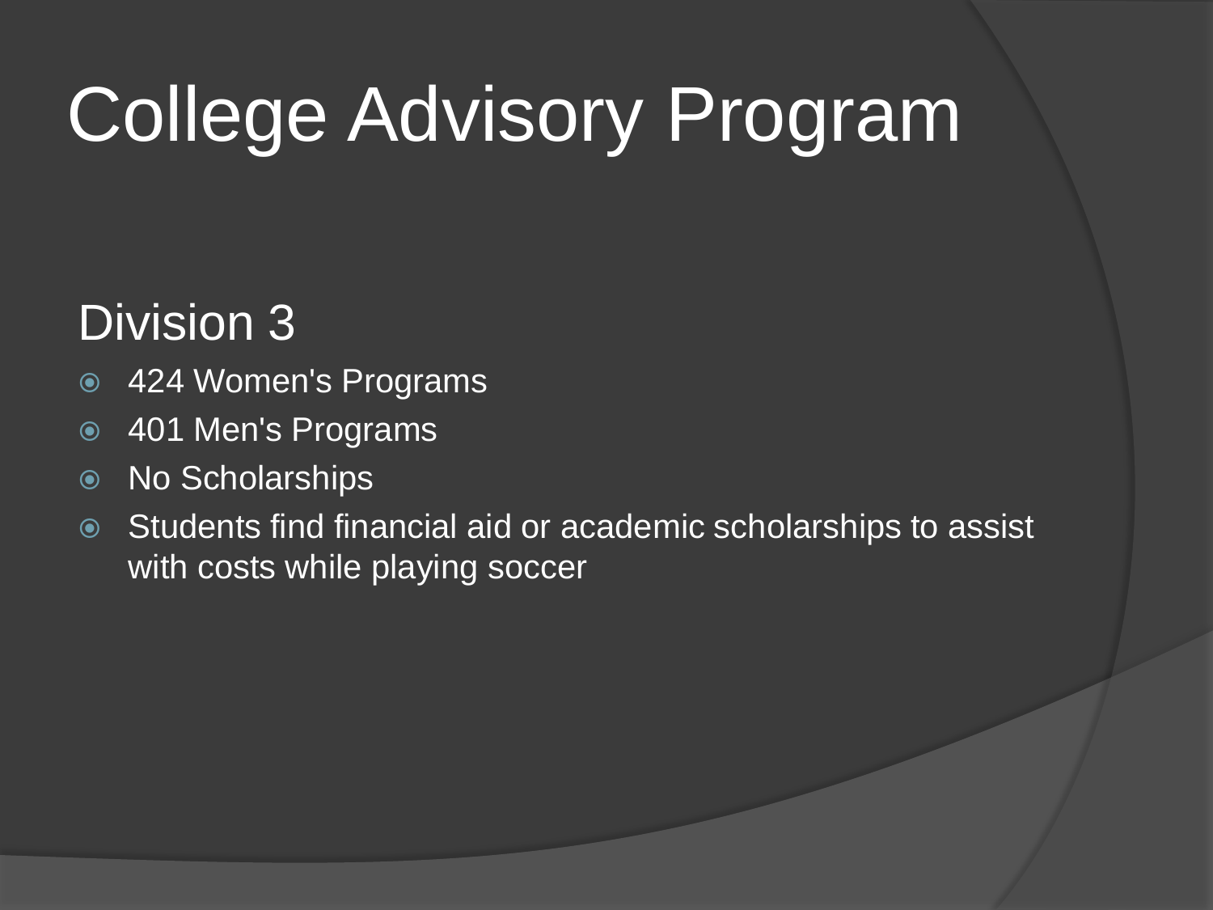# College Advisory Program

## Division 3

- 424 Women's Programs
- 401 Men's Programs
- No Scholarships
- Students find financial aid or academic scholarships to assist with costs while playing soccer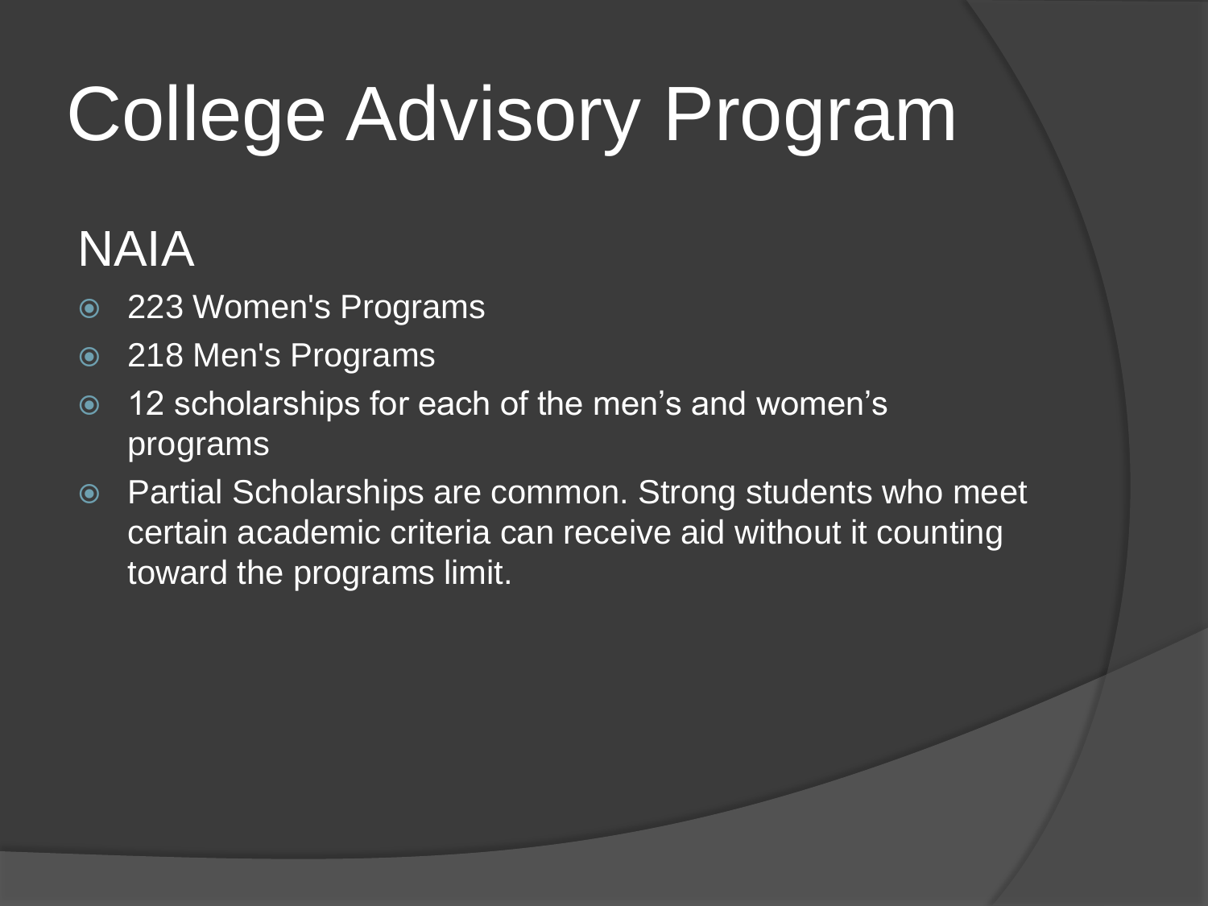# College Advisory Program

## NAIA

- 223 Women's Programs
- 218 Men's Programs
- 12 scholarships for each of the men’s and women’s programs
- Partial Scholarships are common. Strong students who meet certain academic criteria can receive aid without it counting toward the programs limit.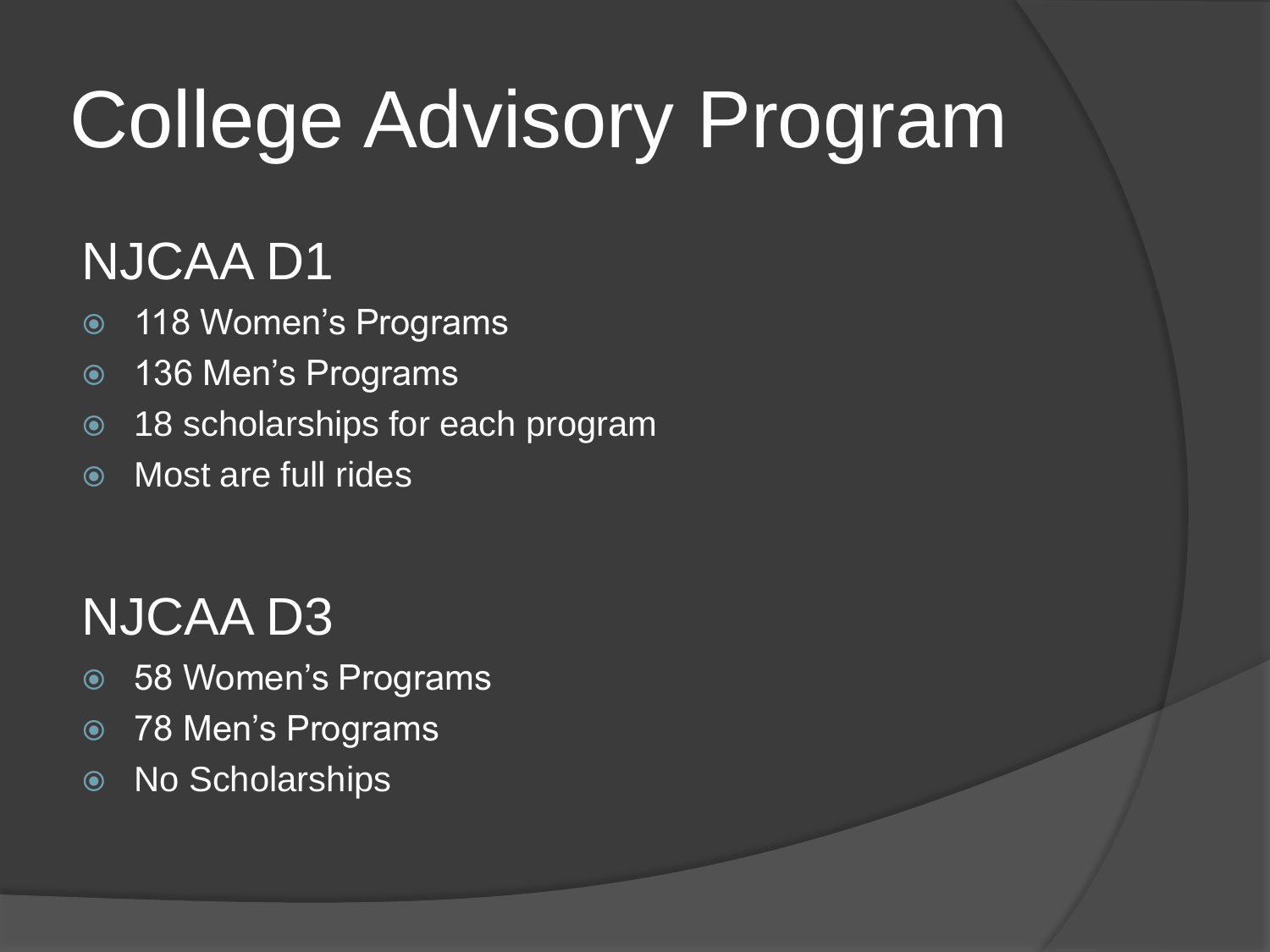# College Advisory Program

## NJCAA D1

- 118 Women's Programs
- 136 Men's Programs
- 18 scholarships for each program
- Most are full rides

## NJCAA D3

- 58 Women's Programs
- 78 Men's Programs
- No Scholarships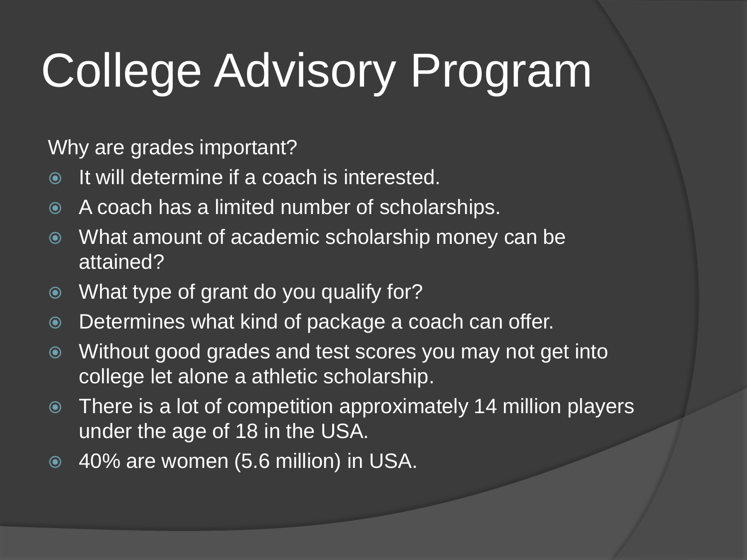# College Advisory Program

Why are grades important?

- It will determine if a coach is interested.
- A coach has a limited number of scholarships.
- What amount of academic scholarship money can be attained?
- What type of grant do you qualify for?
- Determines what kind of package a coach can offer.
- Without good grades and test scores you may not get into college let alone a athletic scholarship.
- There is a lot of competition approximately 14 million players under the age of 18 in the USA.
- 40% are women (5.6 million) in USA.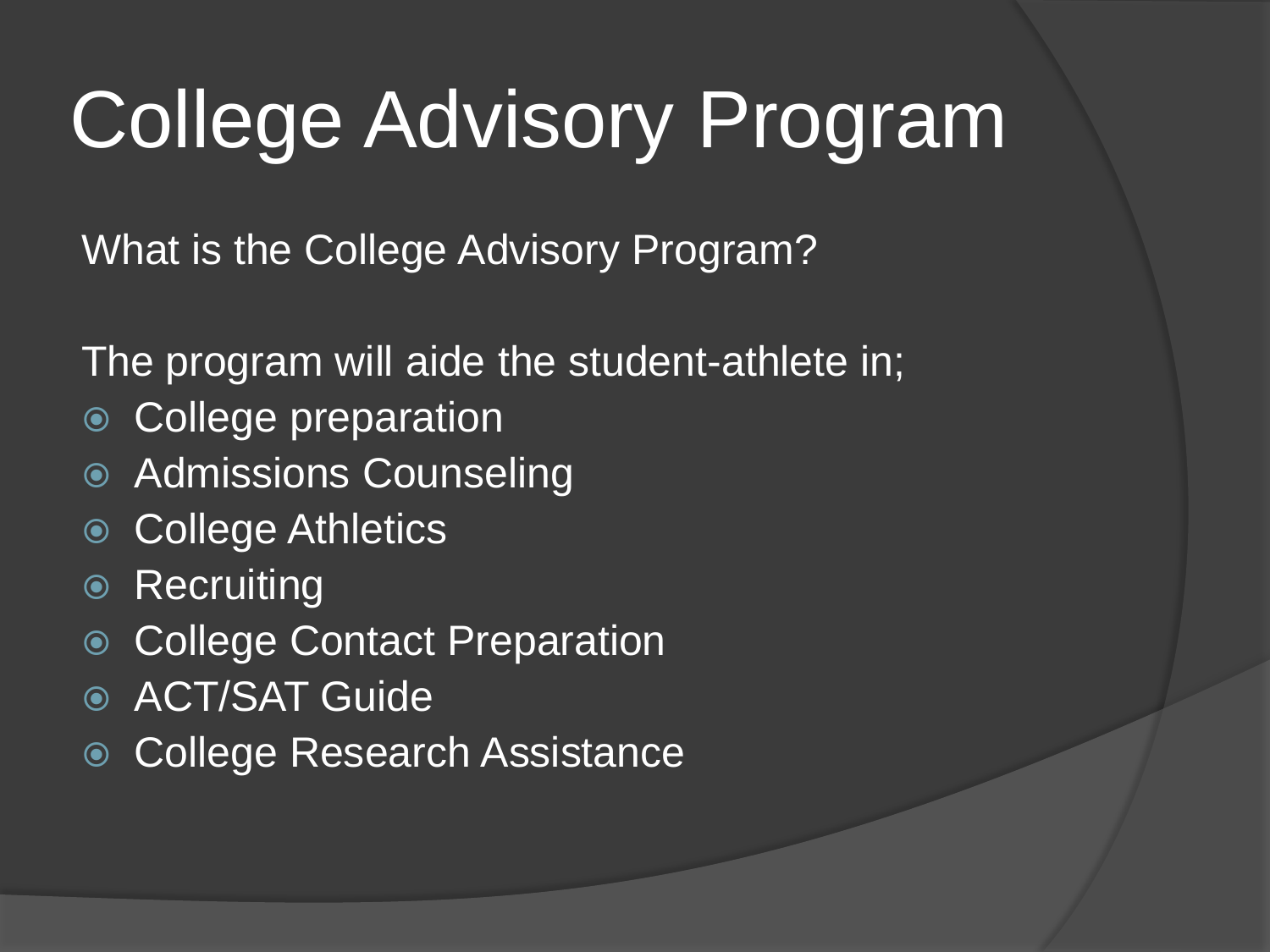# College Advisory Program

What is the College Advisory Program?

The program will aide the student-athlete in;

- College preparation
- Admissions Counseling
- College Athletics
- Recruiting
- College Contact Preparation
- ACT/SAT Guide
- College Research Assistance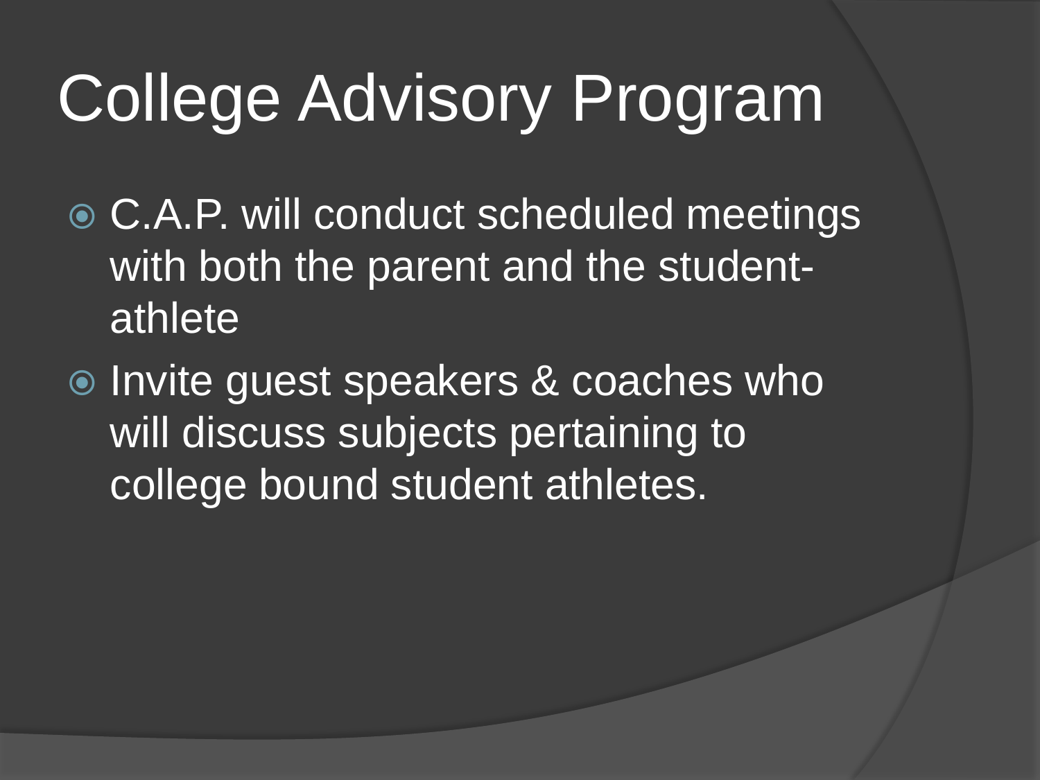# College Advisory Program

- C.A.P. will conduct scheduled meetings with both the parent and the student-athlete
- Invite guest speakers & coaches who will discuss subjects pertaining to college bound student athletes.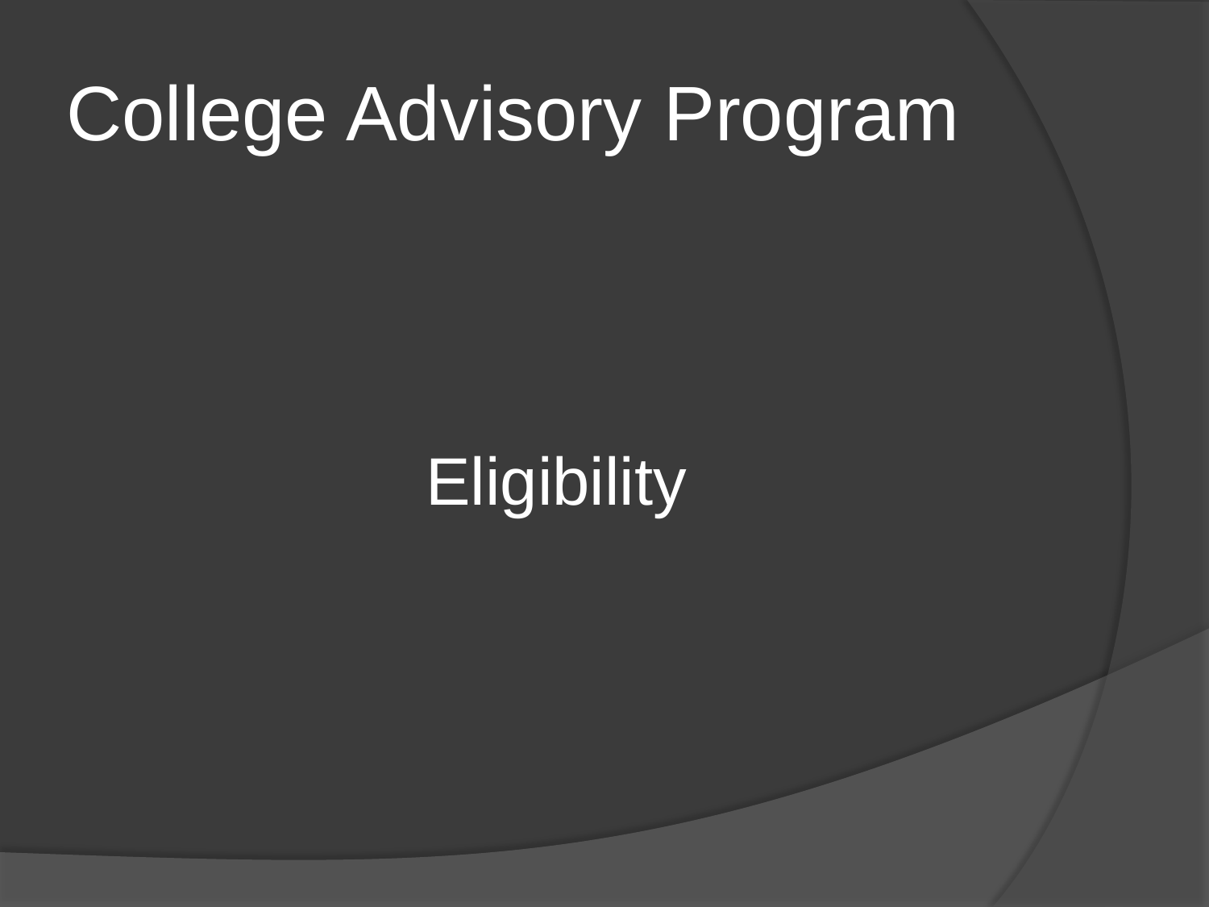# College Advisory Program

Eligibility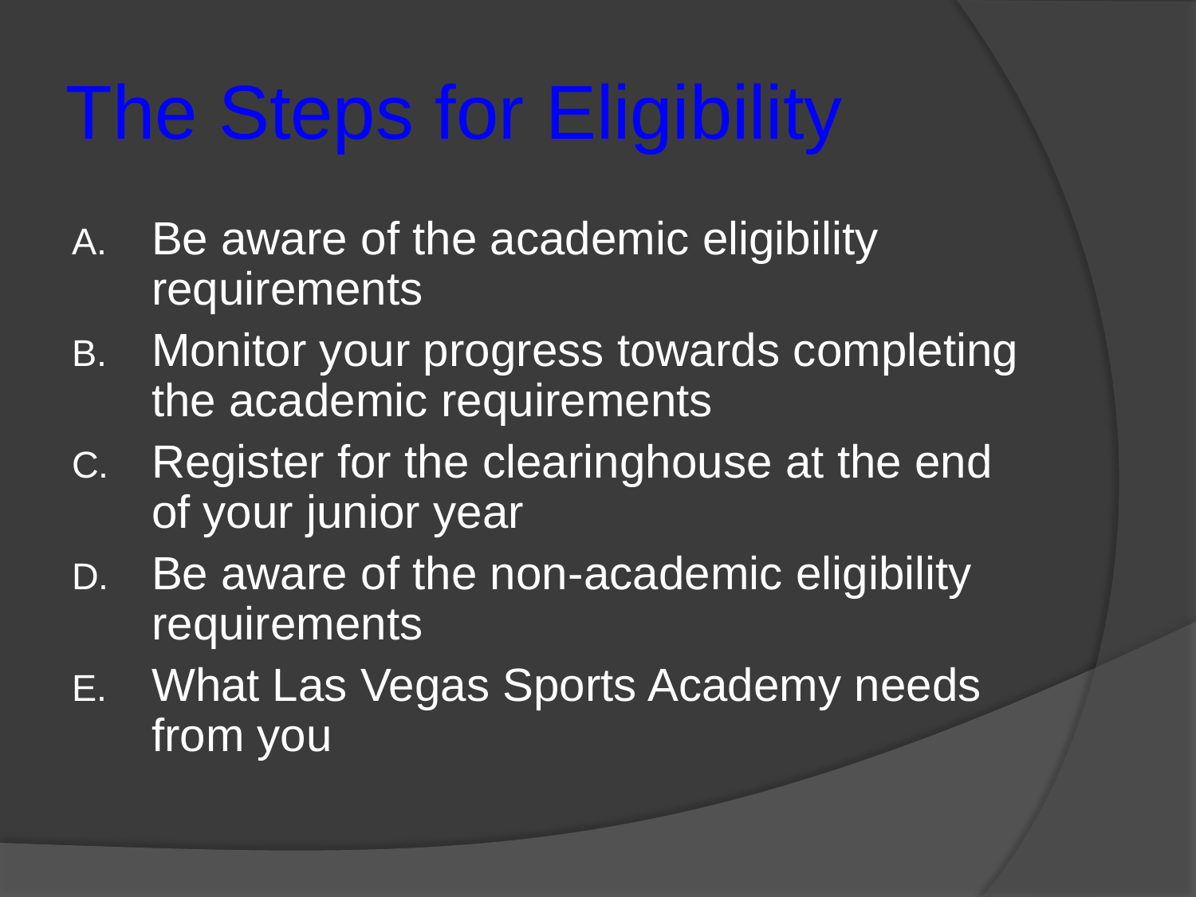# The Steps for Eligibility

A. Be aware of the academic eligibility requirements
B. Monitor your progress towards completing the academic requirements
C. Register for the clearinghouse at the end of your junior year
D. Be aware of the non-academic eligibility requirements
E. What Las Vegas Sports Academy needs from you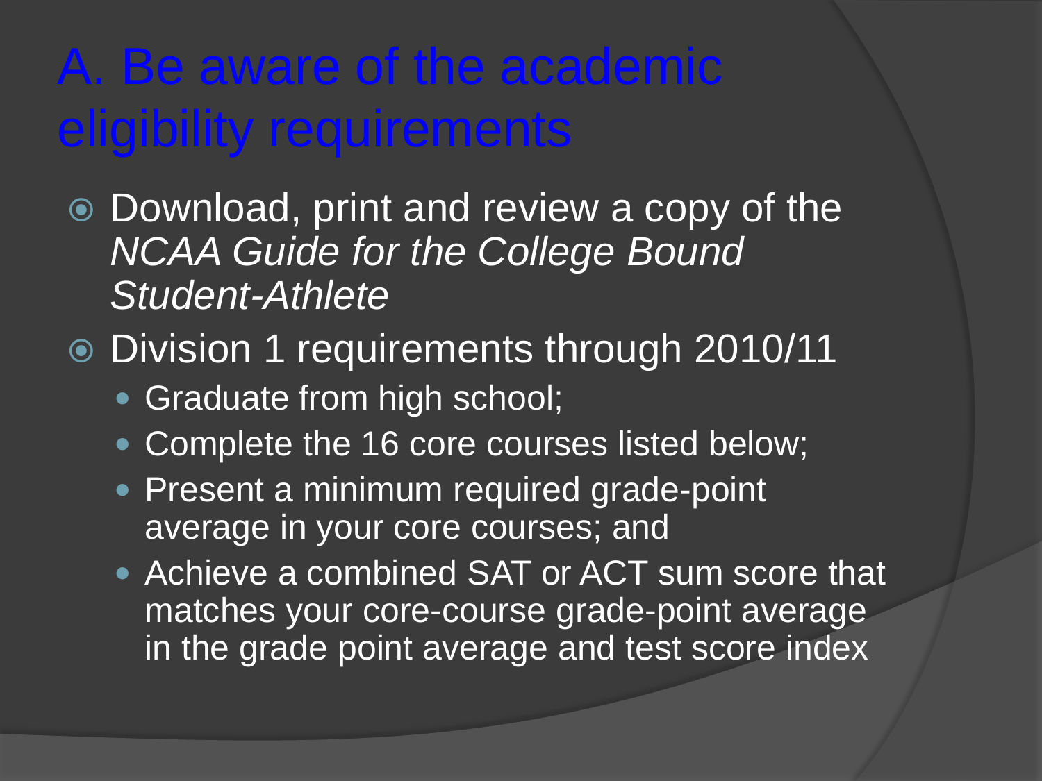# A. Be aware of the academic eligibility requirements

- Download, print and review a copy of the *NCAA Guide for the College Bound Student-Athlete*
- Division 1 requirements through 2010/11
  - Graduate from high school;
  - Complete the 16 core courses listed below;
  - Present a minimum required grade-point average in your core courses; and
  - Achieve a combined SAT or ACT sum score that matches your core-course grade-point average in the grade point average and test score index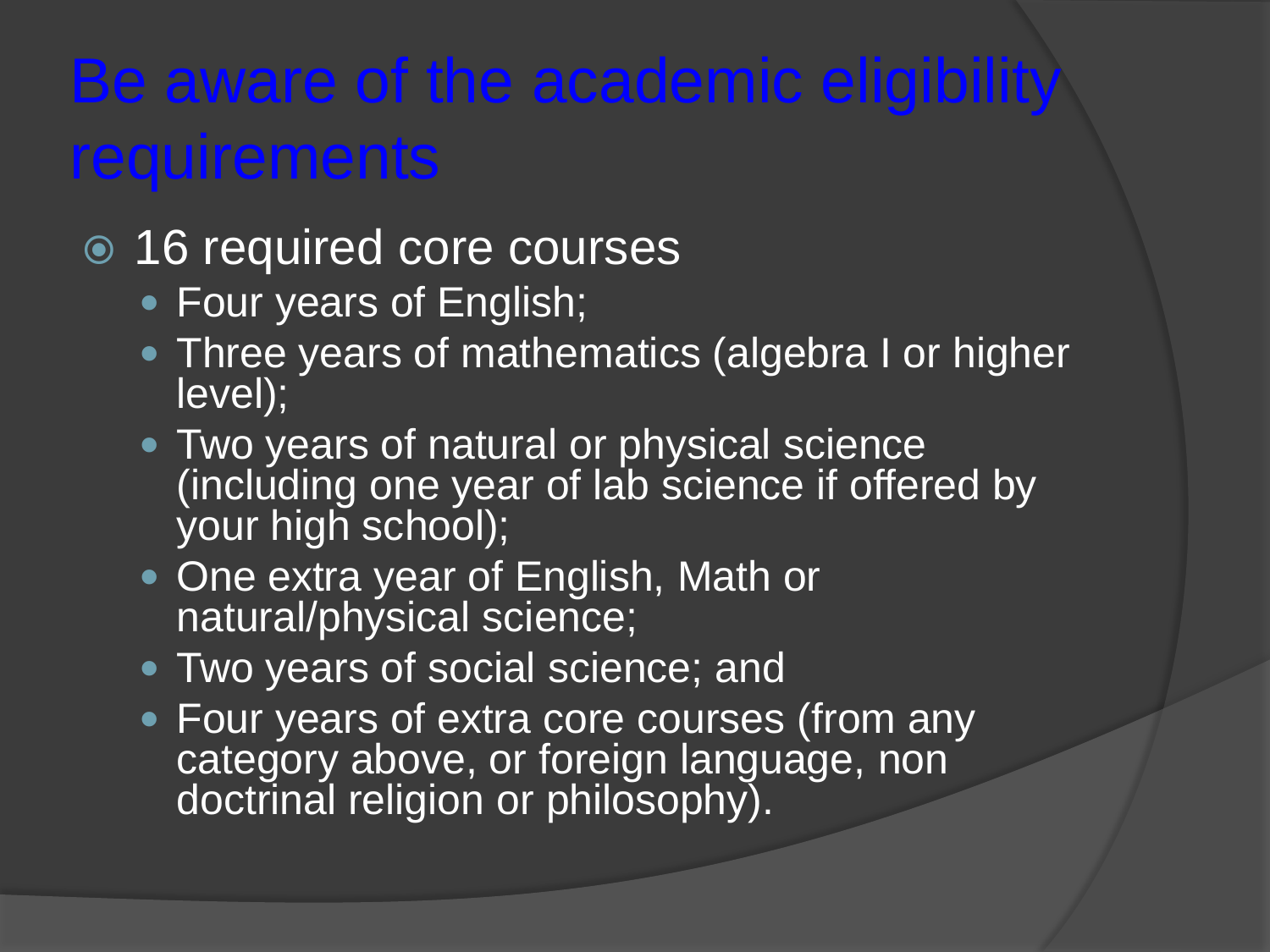# Be aware of the academic eligibility requirements

- 16 required core courses
  - Four years of English;
  - Three years of mathematics (algebra I or higher level);
  - Two years of natural or physical science (including one year of lab science if offered by your high school);
  - One extra year of English, Math or natural/physical science;
  - Two years of social science; and
  - Four years of extra core courses (from any category above, or foreign language, non doctrinal religion or philosophy).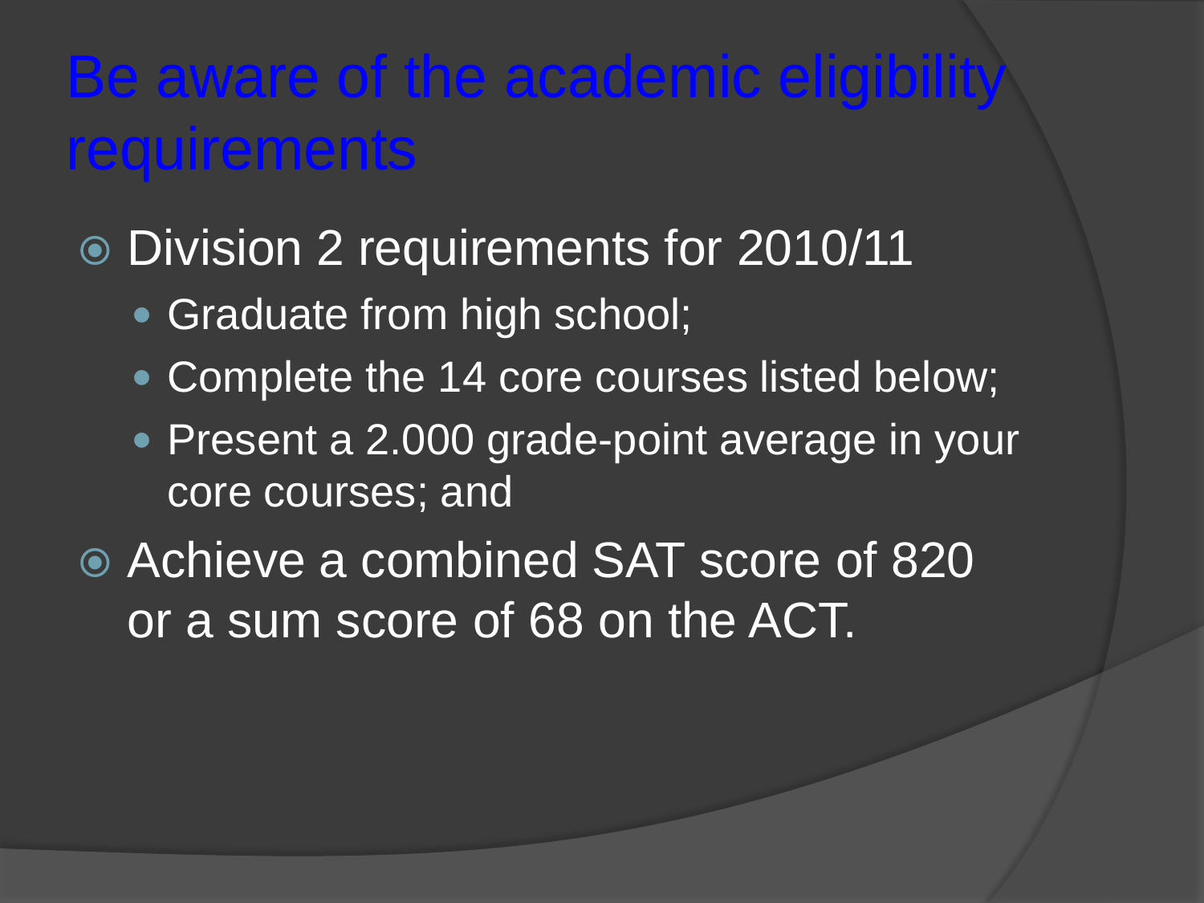# Be aware of the academic eligibility requirements

- Division 2 requirements for 2010/11
  - Graduate from high school;
  - Complete the 14 core courses listed below;
  - Present a 2.000 grade-point average in your core courses; and
- Achieve a combined SAT score of 820 or a sum score of 68 on the ACT.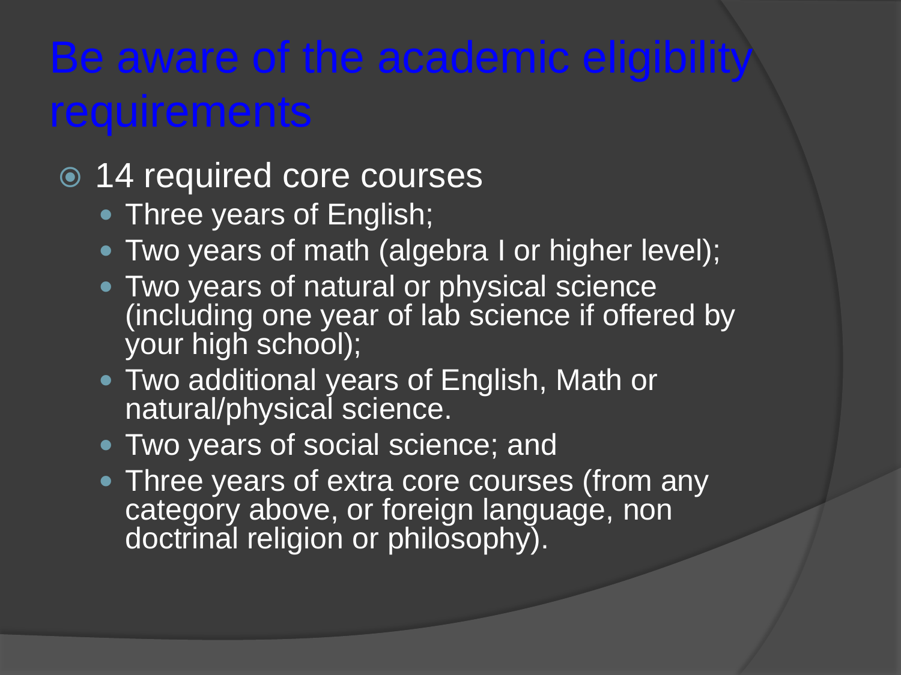# Be aware of the academic eligibility requirements

- 14 required core courses
  - Three years of English;
  - Two years of math (algebra I or higher level);
  - Two years of natural or physical science (including one year of lab science if offered by your high school);
  - Two additional years of English, Math or natural/physical science.
  - Two years of social science; and
  - Three years of extra core courses (from any category above, or foreign language, non doctrinal religion or philosophy).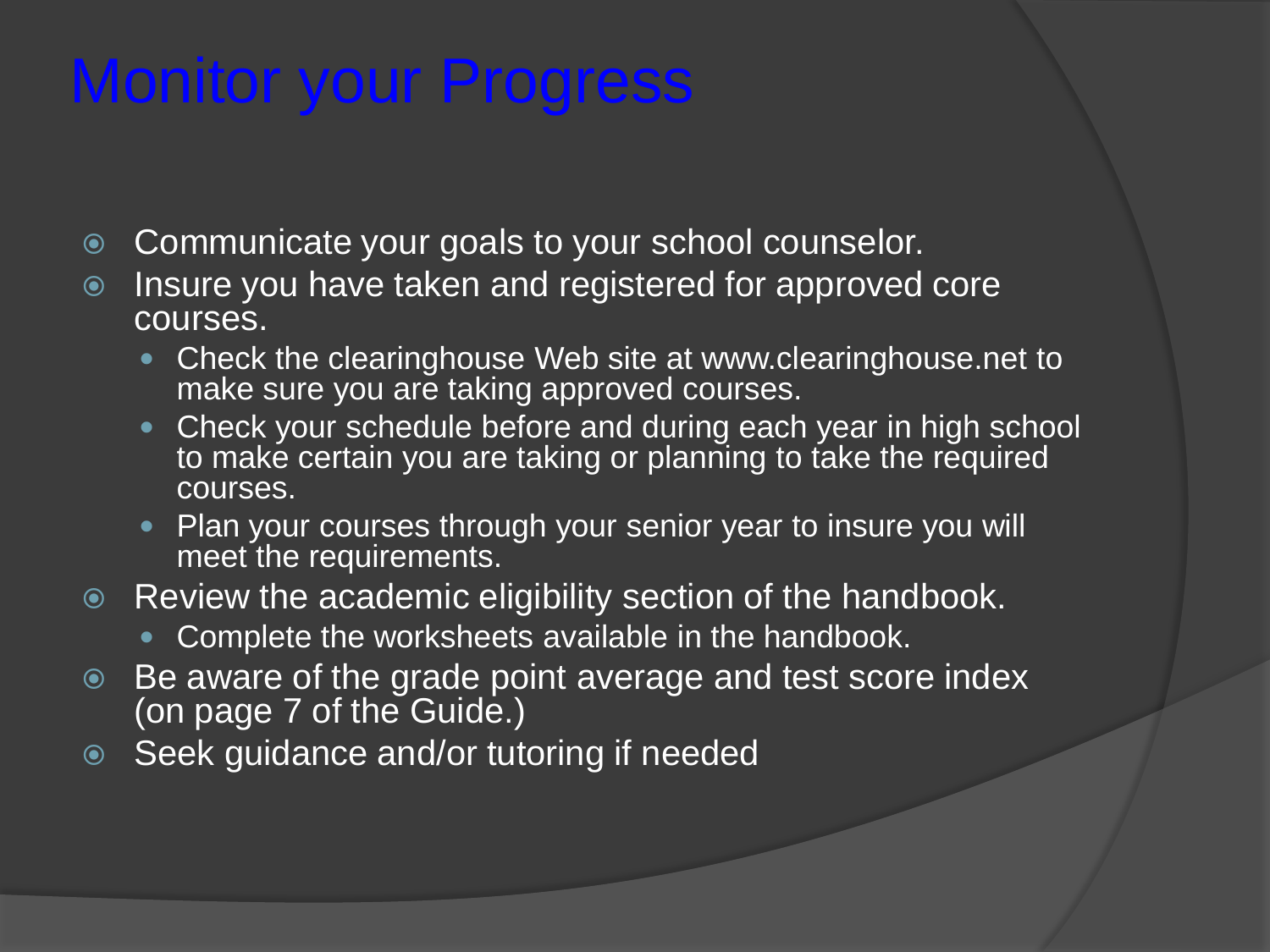# Monitor your Progress

- Communicate your goals to your school counselor.
- Insure you have taken and registered for approved core courses.
  - Check the clearinghouse Web site at www.clearinghouse.net to make sure you are taking approved courses.
  - Check your schedule before and during each year in high school to make certain you are taking or planning to take the required courses.
  - Plan your courses through your senior year to insure you will meet the requirements.
- Review the academic eligibility section of the handbook.
  - Complete the worksheets available in the handbook.
- Be aware of the grade point average and test score index (on page 7 of the Guide.)
- Seek guidance and/or tutoring if needed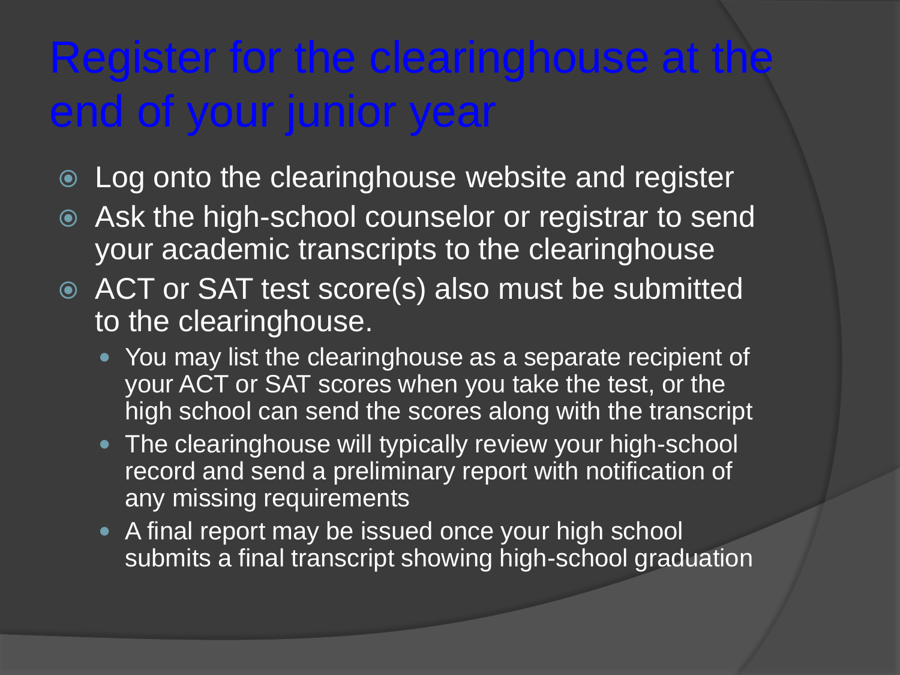# Register for the clearinghouse at the end of your junior year

- Log onto the clearinghouse website and register
- Ask the high-school counselor or registrar to send your academic transcripts to the clearinghouse
- ACT or SAT test score(s) also must be submitted to the clearinghouse.
  - You may list the clearinghouse as a separate recipient of your ACT or SAT scores when you take the test, or the high school can send the scores along with the transcript
  - The clearinghouse will typically review your high-school record and send a preliminary report with notification of any missing requirements
  - A final report may be issued once your high school submits a final transcript showing high-school graduation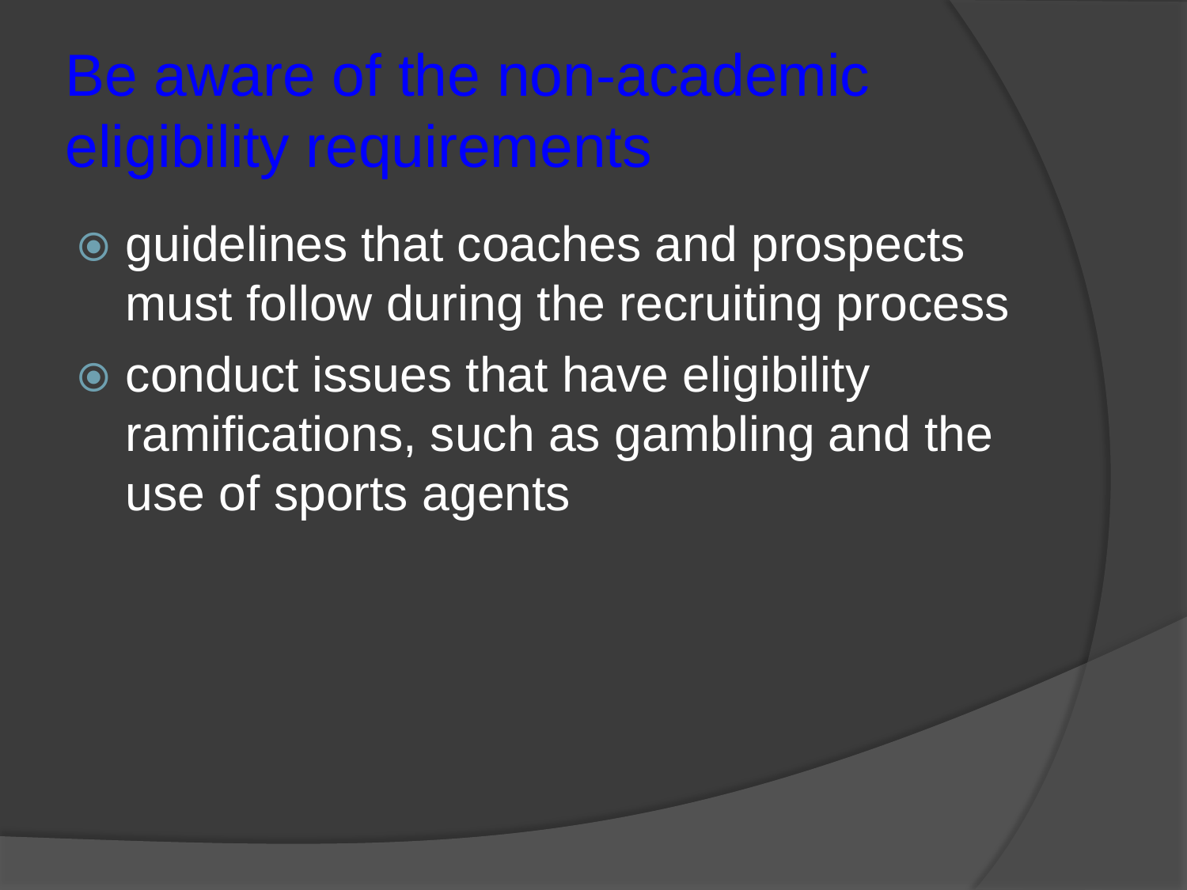# Be aware of the non-academic eligibility requirements

- guidelines that coaches and prospects must follow during the recruiting process
- conduct issues that have eligibility ramifications, such as gambling and the use of sports agents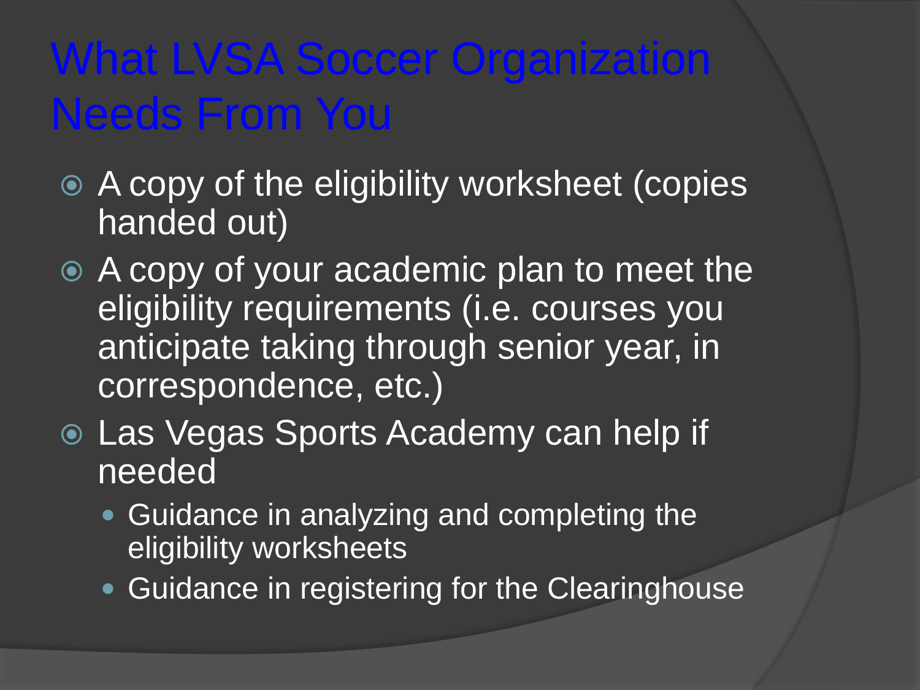# What LVSA Soccer Organization Needs From You

- A copy of the eligibility worksheet (copies handed out)
- A copy of your academic plan to meet the eligibility requirements (i.e. courses you anticipate taking through senior year, in correspondence, etc.)
- Las Vegas Sports Academy can help if needed
  - Guidance in analyzing and completing the eligibility worksheets
  - Guidance in registering for the Clearinghouse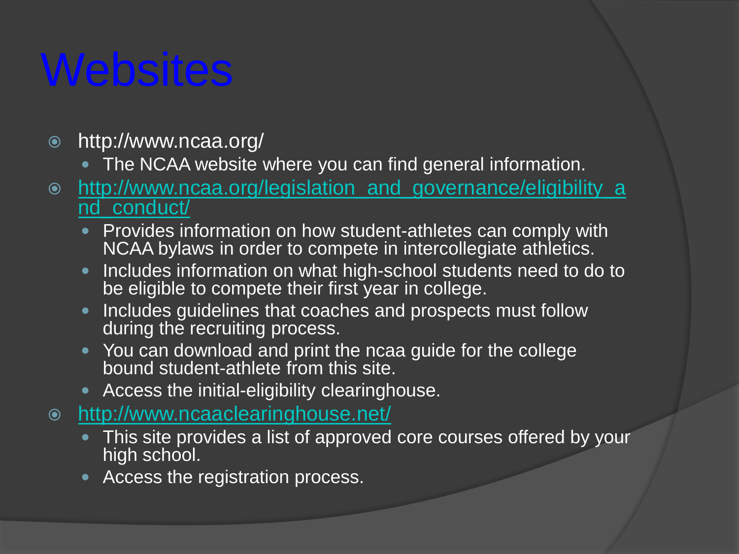# Websites

- http://www.ncaa.org/
  - The NCAA website where you can find general information.
- http://www.ncaa.org/legislation_and_governance/eligibility_and_conduct/
  - Provides information on how student-athletes can comply with NCAA bylaws in order to compete in intercollegiate athletics.
  - Includes information on what high-school students need to do to be eligible to compete their first year in college.
  - Includes guidelines that coaches and prospects must follow during the recruiting process.
  - You can download and print the ncaa guide for the college bound student-athlete from this site.
  - Access the initial-eligibility clearinghouse.
- http://www.ncaaclearinghouse.net/
  - This site provides a list of approved core courses offered by your high school.
  - Access the registration process.